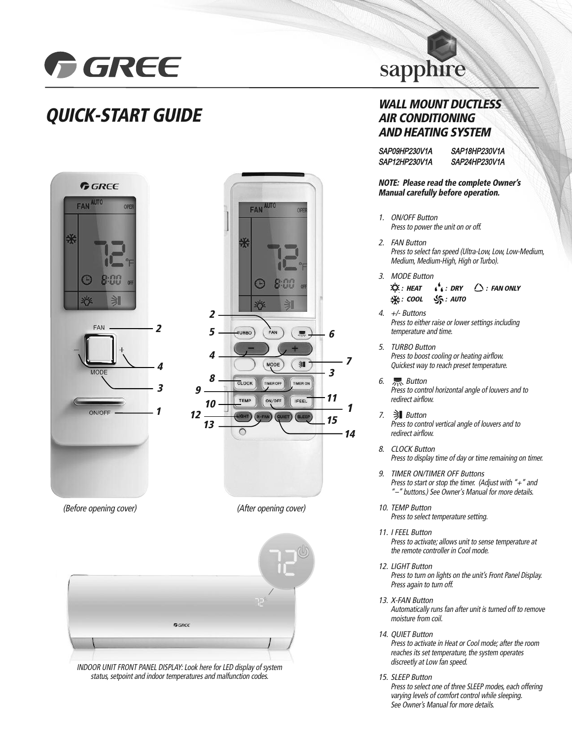# GREE

sapphire

## QUICK-START GUIDE

### WALL MOUNT DUCTLESS AIR CONDITIONING AND HEATING SYSTEM

*SAP09HP230V1A* | *SAP18HP230V1A*
*SAP12HP230V1A* | *SAP24HP230V1A*

***NOTE: Please read the complete Owner's Manual carefully before operation.***

(Before opening cover)

(After opening cover)

INDOOR UNIT FRONT PANEL DISPLAY: Look here for LED display of system status, setpoint and indoor temperatures and malfunction codes.

1. ON/OFF Button
   *Press to power the unit on or off.*
2. FAN Button
   *Press to select fan speed (Ultra-Low, Low, Low-Medium, Medium, Medium-High, High or Turbo).*
3. MODE Button
   **: HEAT** **: DRY** **: FAN ONLY**
   **: COOL** **: AUTO**
4. +/- Buttons
   *Press to either raise or lower settings including temperature and time.*
5. TURBO Button
   *Press to boost cooling or heating airflow. Quickest way to reach preset temperature.*
6. Button
   *Press to control horizontal angle of louvers and to redirect airflow.*
7. Button
   *Press to control vertical angle of louvers and to redirect airflow.*
8. CLOCK Button
   *Press to display time of day or time remaining on timer.*
9. TIMER ON/TIMER OFF Buttons
   *Press to start or stop the timer. (Adjust with "+" and "–" buttons.) See Owner's Manual for more details.*
10. TEMP Button
    *Press to select temperature setting.*
11. I FEEL Button
    *Press to activate; allows unit to sense temperature at the remote controller in Cool mode.*
12. LIGHT Button
    *Press to turn on lights on the unit's Front Panel Display. Press again to turn off.*
13. X-FAN Button
    *Automatically runs fan after unit is turned off to remove moisture from coil.*
14. QUIET Button
    *Press to activate in Heat or Cool mode; after the room reaches its set temperature, the system operates discreetly at Low fan speed.*
15. SLEEP Button
    *Press to select one of three SLEEP modes, each offering varying levels of comfort control while sleeping. See Owner's Manual for more details.*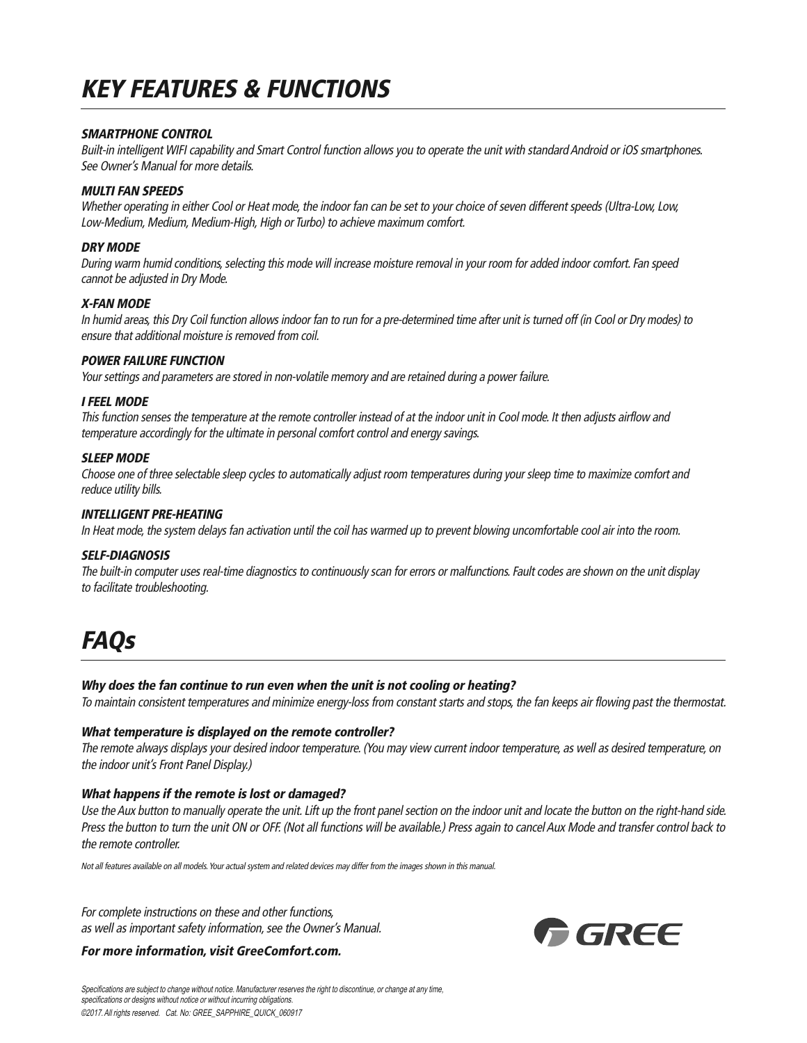# *KEY FEATURES & FUNCTIONS*

### *SMARTPHONE CONTROL*

*Built-in intelligent WIFI capability and Smart Control function allows you to operate the unit with standard Android or iOS smartphones. See Owner's Manual for more details.*

### *MULTI FAN SPEEDS*

*Whether operating in either Cool or Heat mode, the indoor fan can be set to your choice of seven different speeds (Ultra-Low, Low, Low-Medium, Medium, Medium-High, High or Turbo) to achieve maximum comfort.*

### *DRY MODE*

*During warm humid conditions, selecting this mode will increase moisture removal in your room for added indoor comfort. Fan speed cannot be adjusted in Dry Mode.*

### *X-FAN MODE*

*In humid areas, this Dry Coil function allows indoor fan to run for a pre-determined time after unit is turned off (in Cool or Dry modes) to ensure that additional moisture is removed from coil.*

### *POWER FAILURE FUNCTION*

*Your settings and parameters are stored in non-volatile memory and are retained during a power failure.*

### *I FEEL MODE*

*This function senses the temperature at the remote controller instead of at the indoor unit in Cool mode. It then adjusts airflow and temperature accordingly for the ultimate in personal comfort control and energy savings.*

### *SLEEP MODE*

*Choose one of three selectable sleep cycles to automatically adjust room temperatures during your sleep time to maximize comfort and reduce utility bills.*

### *INTELLIGENT PRE-HEATING*

*In Heat mode, the system delays fan activation until the coil has warmed up to prevent blowing uncomfortable cool air into the room.*

### *SELF-DIAGNOSIS*

*The built-in computer uses real-time diagnostics to continuously scan for errors or malfunctions. Fault codes are shown on the unit display to facilitate troubleshooting.*

# *FAQs*

### *Why does the fan continue to run even when the unit is not cooling or heating?*

*To maintain consistent temperatures and minimize energy-loss from constant starts and stops, the fan keeps air flowing past the thermostat.*

### *What temperature is displayed on the remote controller?*

*The remote always displays your desired indoor temperature. (You may view current indoor temperature, as well as desired temperature, on the indoor unit's Front Panel Display.)*

### *What happens if the remote is lost or damaged?*

*Use the Aux button to manually operate the unit. Lift up the front panel section on the indoor unit and locate the button on the right-hand side. Press the button to turn the unit ON or OFF. (Not all functions will be available.) Press again to cancel Aux Mode and transfer control back to the remote controller.*

*Not all features available on all models. Your actual system and related devices may differ from the images shown in this manual.*

*For complete instructions on these and other functions, as well as important safety information, see the Owner's Manual.*

***For more information, visit GreeComfort.com.***

GREE

*Specifications are subject to change without notice. Manufacturer reserves the right to discontinue, or change at any time, specifications or designs without notice or without incurring obligations.*

*©2017. All rights reserved. Cat. No: GREE_SAPPHIRE_QUICK_060917*